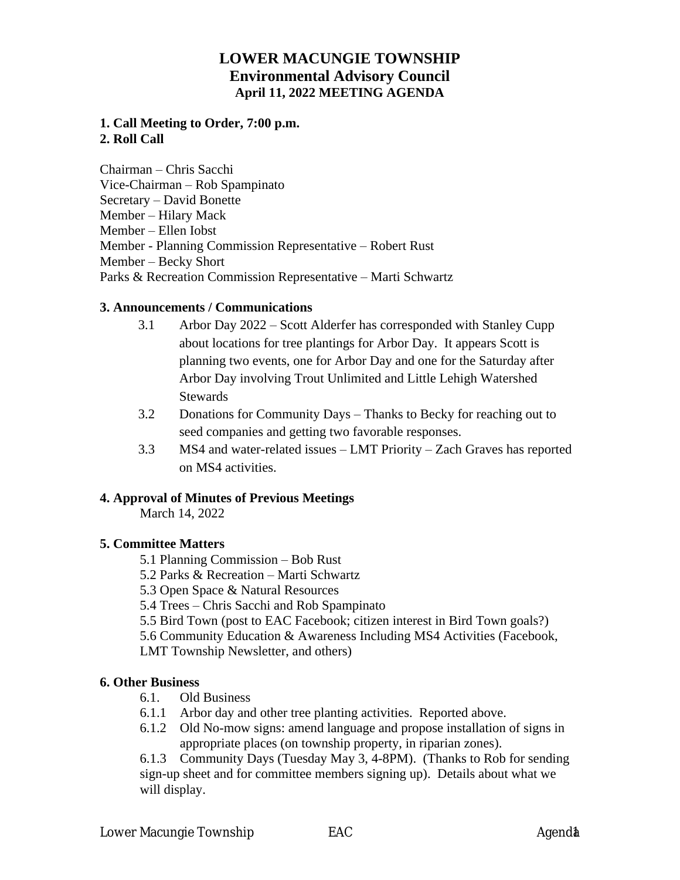# LOWER MACUNGIE TOWNSHIP
## Environmental Advisory Council
### April 11, 2022 MEETING AGENDA

**1. Call Meeting to Order, 7:00 p.m.**
**2. Roll Call**

Chairman – Chris Sacchi
Vice-Chairman – Rob Spampinato
Secretary – David Bonette
Member – Hilary Mack
Member – Ellen Iobst
Member - Planning Commission Representative – Robert Rust
Member – Becky Short
Parks & Recreation Commission Representative – Marti Schwartz

**3. Announcements / Communications**

3.1 Arbor Day 2022 – Scott Alderfer has corresponded with Stanley Cupp about locations for tree plantings for Arbor Day. It appears Scott is planning two events, one for Arbor Day and one for the Saturday after Arbor Day involving Trout Unlimited and Little Lehigh Watershed Stewards

3.2 Donations for Community Days – Thanks to Becky for reaching out to seed companies and getting two favorable responses.

3.3 MS4 and water-related issues – LMT Priority – Zach Graves has reported on MS4 activities.

**4. Approval of Minutes of Previous Meetings**

March 14, 2022

**5. Committee Matters**

5.1 Planning Commission – Bob Rust
5.2 Parks & Recreation – Marti Schwartz
5.3 Open Space & Natural Resources
5.4 Trees – Chris Sacchi and Rob Spampinato
5.5 Bird Town (post to EAC Facebook; citizen interest in Bird Town goals?)
5.6 Community Education & Awareness Including MS4 Activities (Facebook, LMT Township Newsletter, and others)

**6. Other Business**

6.1. Old Business

6.1.1 Arbor day and other tree planting activities. Reported above.

6.1.2 Old No-mow signs: amend language and propose installation of signs in appropriate places (on township property, in riparian zones).

6.1.3 Community Days (Tuesday May 3, 4-8PM). (Thanks to Rob for sending sign-up sheet and for committee members signing up). Details about what we will display.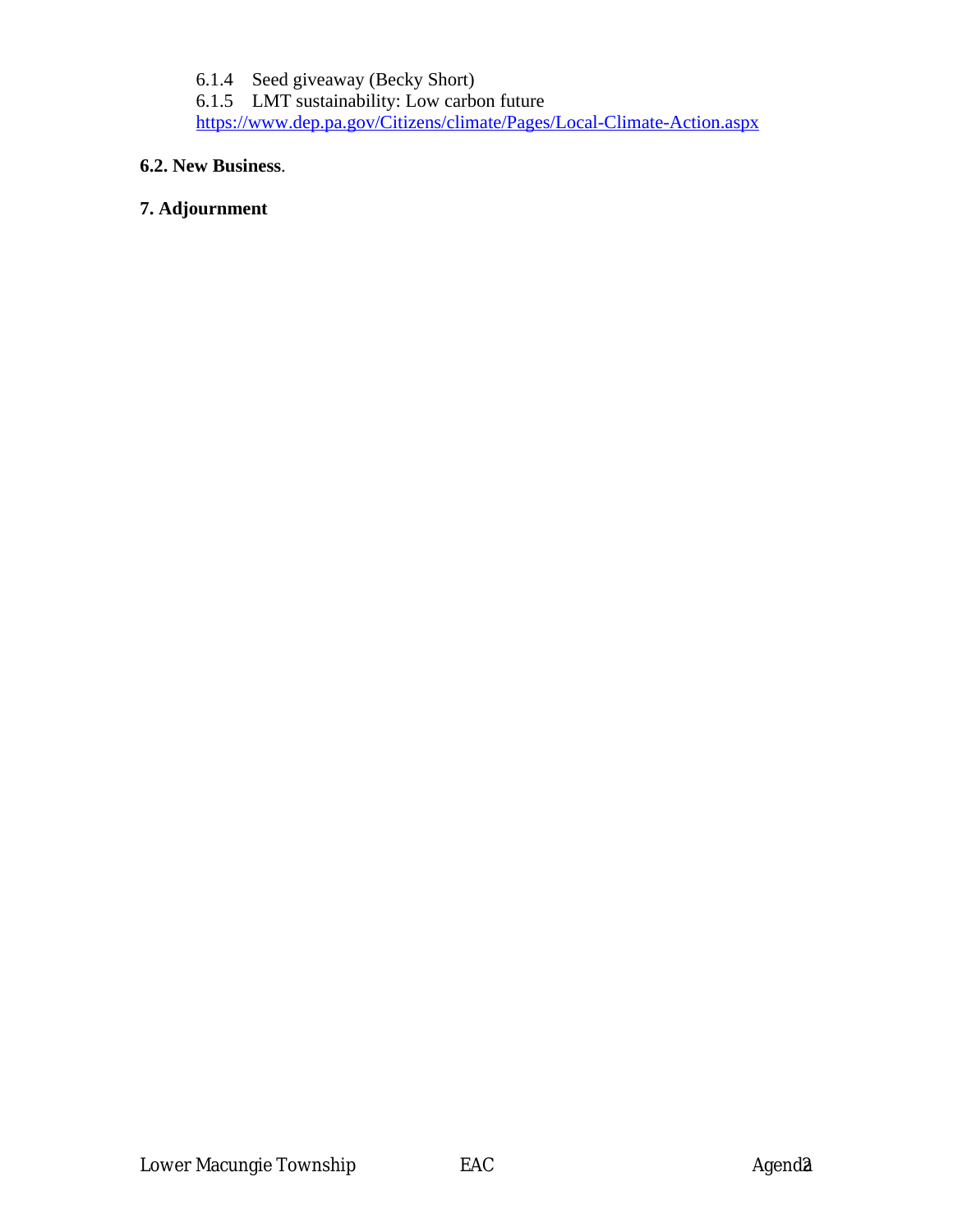6.1.4 Seed giveaway (Becky Short)

6.1.5 LMT sustainability: Low carbon future
https://www.dep.pa.gov/Citizens/climate/Pages/Local-Climate-Action.aspx

**6.2. New Business**.

**7. Adjournment**